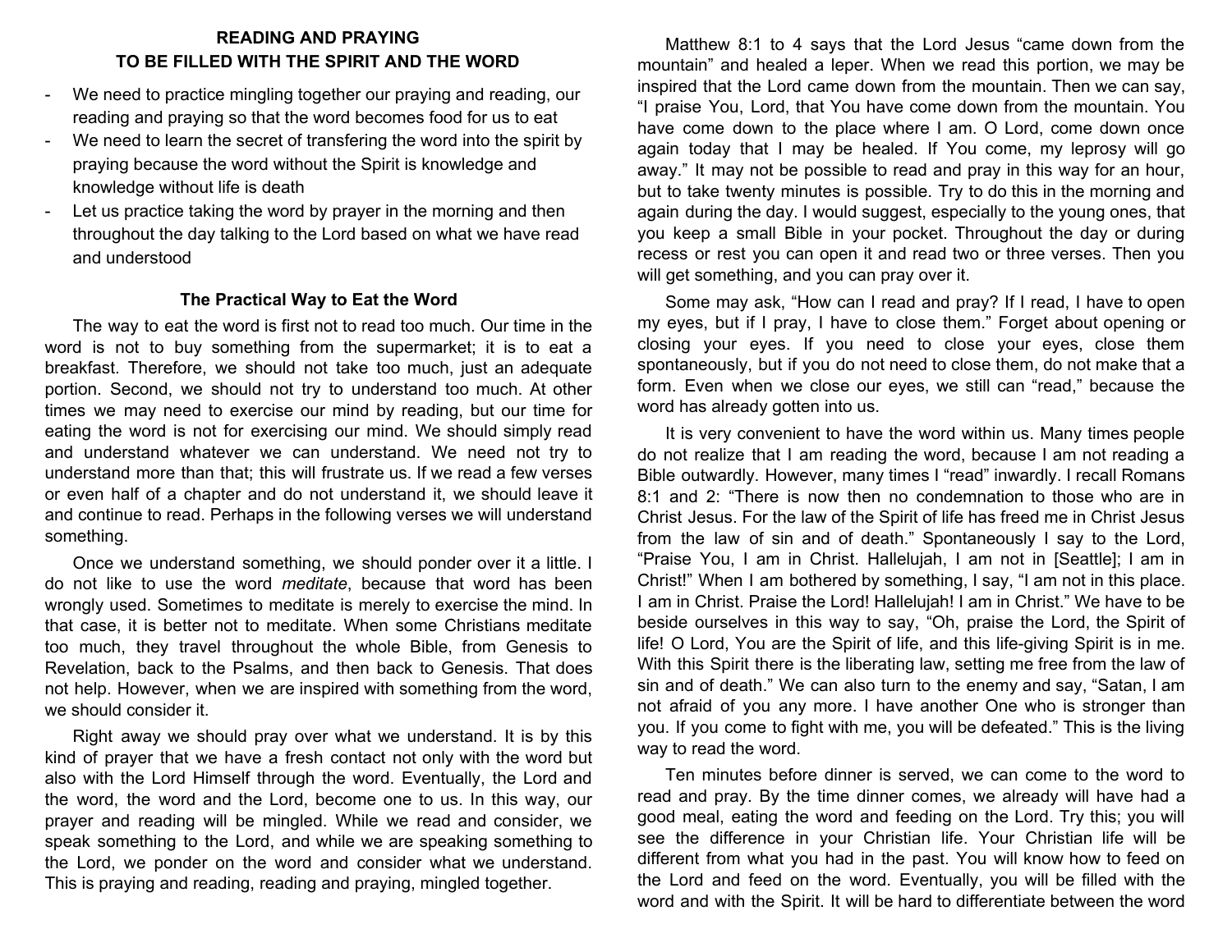## READING AND PRAYING
## TO BE FILLED WITH THE SPIRIT AND THE WORD

- We need to practice mingling together our praying and reading, our reading and praying so that the word becomes food for us to eat
- We need to learn the secret of transfering the word into the spirit by praying because the word without the Spirit is knowledge and knowledge without life is death
- Let us practice taking the word by prayer in the morning and then throughout the day talking to the Lord based on what we have read and understood

### The Practical Way to Eat the Word

The way to eat the word is first not to read too much. Our time in the word is not to buy something from the supermarket; it is to eat a breakfast. Therefore, we should not take too much, just an adequate portion. Second, we should not try to understand too much. At other times we may need to exercise our mind by reading, but our time for eating the word is not for exercising our mind. We should simply read and understand whatever we can understand. We need not try to understand more than that; this will frustrate us. If we read a few verses or even half of a chapter and do not understand it, we should leave it and continue to read. Perhaps in the following verses we will understand something.

Once we understand something, we should ponder over it a little. I do not like to use the word *meditate*, because that word has been wrongly used. Sometimes to meditate is merely to exercise the mind. In that case, it is better not to meditate. When some Christians meditate too much, they travel throughout the whole Bible, from Genesis to Revelation, back to the Psalms, and then back to Genesis. That does not help. However, when we are inspired with something from the word, we should consider it.

Right away we should pray over what we understand. It is by this kind of prayer that we have a fresh contact not only with the word but also with the Lord Himself through the word. Eventually, the Lord and the word, the word and the Lord, become one to us. In this way, our prayer and reading will be mingled. While we read and consider, we speak something to the Lord, and while we are speaking something to the Lord, we ponder on the word and consider what we understand. This is praying and reading, reading and praying, mingled together.

Matthew 8:1 to 4 says that the Lord Jesus "came down from the mountain" and healed a leper. When we read this portion, we may be inspired that the Lord came down from the mountain. Then we can say, "I praise You, Lord, that You have come down from the mountain. You have come down to the place where I am. O Lord, come down once again today that I may be healed. If You come, my leprosy will go away." It may not be possible to read and pray in this way for an hour, but to take twenty minutes is possible. Try to do this in the morning and again during the day. I would suggest, especially to the young ones, that you keep a small Bible in your pocket. Throughout the day or during recess or rest you can open it and read two or three verses. Then you will get something, and you can pray over it.

Some may ask, "How can I read and pray? If I read, I have to open my eyes, but if I pray, I have to close them." Forget about opening or closing your eyes. If you need to close your eyes, close them spontaneously, but if you do not need to close them, do not make that a form. Even when we close our eyes, we still can "read," because the word has already gotten into us.

It is very convenient to have the word within us. Many times people do not realize that I am reading the word, because I am not reading a Bible outwardly. However, many times I "read" inwardly. I recall Romans 8:1 and 2: "There is now then no condemnation to those who are in Christ Jesus. For the law of the Spirit of life has freed me in Christ Jesus from the law of sin and of death." Spontaneously I say to the Lord, "Praise You, I am in Christ. Hallelujah, I am not in [Seattle]; I am in Christ!" When I am bothered by something, I say, "I am not in this place. I am in Christ. Praise the Lord! Hallelujah! I am in Christ." We have to be beside ourselves in this way to say, "Oh, praise the Lord, the Spirit of life! O Lord, You are the Spirit of life, and this life-giving Spirit is in me. With this Spirit there is the liberating law, setting me free from the law of sin and of death." We can also turn to the enemy and say, "Satan, I am not afraid of you any more. I have another One who is stronger than you. If you come to fight with me, you will be defeated." This is the living way to read the word.

Ten minutes before dinner is served, we can come to the word to read and pray. By the time dinner comes, we already will have had a good meal, eating the word and feeding on the Lord. Try this; you will see the difference in your Christian life. Your Christian life will be different from what you had in the past. You will know how to feed on the Lord and feed on the word. Eventually, you will be filled with the word and with the Spirit. It will be hard to differentiate between the word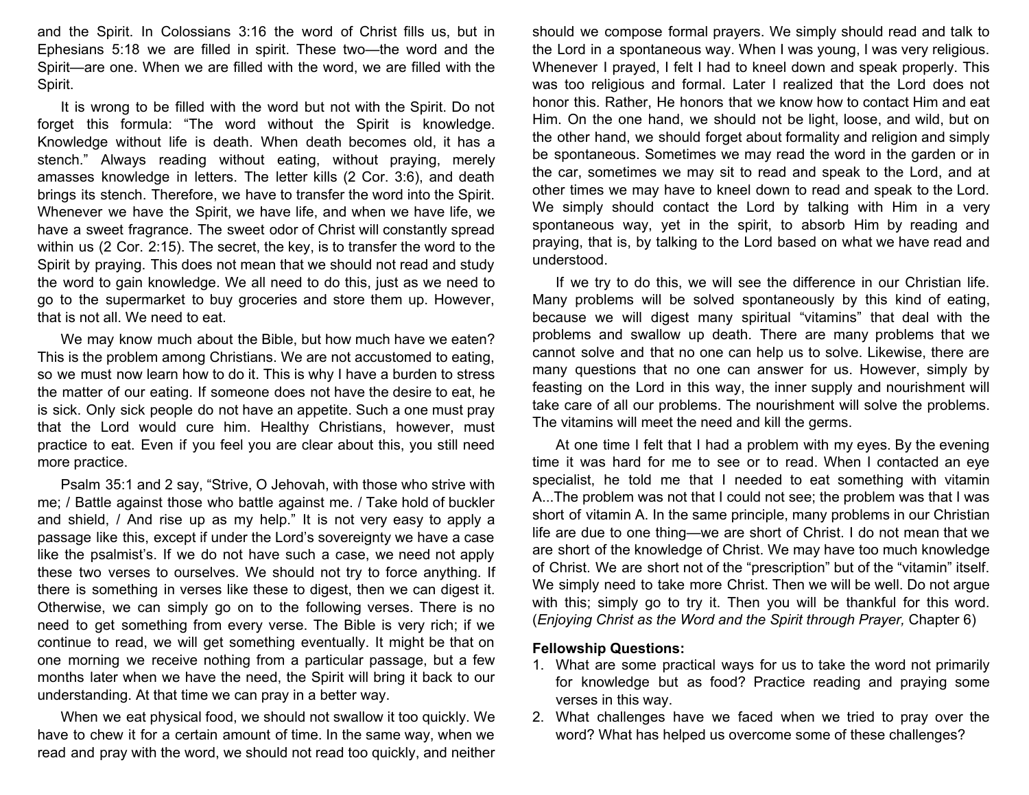and the Spirit. In Colossians 3:16 the word of Christ fills us, but in Ephesians 5:18 we are filled in spirit. These two—the word and the Spirit—are one. When we are filled with the word, we are filled with the Spirit.

It is wrong to be filled with the word but not with the Spirit. Do not forget this formula: "The word without the Spirit is knowledge. Knowledge without life is death. When death becomes old, it has a stench." Always reading without eating, without praying, merely amasses knowledge in letters. The letter kills (2 Cor. 3:6), and death brings its stench. Therefore, we have to transfer the word into the Spirit. Whenever we have the Spirit, we have life, and when we have life, we have a sweet fragrance. The sweet odor of Christ will constantly spread within us (2 Cor. 2:15). The secret, the key, is to transfer the word to the Spirit by praying. This does not mean that we should not read and study the word to gain knowledge. We all need to do this, just as we need to go to the supermarket to buy groceries and store them up. However, that is not all. We need to eat.

We may know much about the Bible, but how much have we eaten? This is the problem among Christians. We are not accustomed to eating, so we must now learn how to do it. This is why I have a burden to stress the matter of our eating. If someone does not have the desire to eat, he is sick. Only sick people do not have an appetite. Such a one must pray that the Lord would cure him. Healthy Christians, however, must practice to eat. Even if you feel you are clear about this, you still need more practice.

Psalm 35:1 and 2 say, "Strive, O Jehovah, with those who strive with me; / Battle against those who battle against me. / Take hold of buckler and shield, / And rise up as my help." It is not very easy to apply a passage like this, except if under the Lord's sovereignty we have a case like the psalmist's. If we do not have such a case, we need not apply these two verses to ourselves. We should not try to force anything. If there is something in verses like these to digest, then we can digest it. Otherwise, we can simply go on to the following verses. There is no need to get something from every verse. The Bible is very rich; if we continue to read, we will get something eventually. It might be that on one morning we receive nothing from a particular passage, but a few months later when we have the need, the Spirit will bring it back to our understanding. At that time we can pray in a better way.

When we eat physical food, we should not swallow it too quickly. We have to chew it for a certain amount of time. In the same way, when we read and pray with the word, we should not read too quickly, and neither should we compose formal prayers. We simply should read and talk to the Lord in a spontaneous way. When I was young, I was very religious. Whenever I prayed, I felt I had to kneel down and speak properly. This was too religious and formal. Later I realized that the Lord does not honor this. Rather, He honors that we know how to contact Him and eat Him. On the one hand, we should not be light, loose, and wild, but on the other hand, we should forget about formality and religion and simply be spontaneous. Sometimes we may read the word in the garden or in the car, sometimes we may sit to read and speak to the Lord, and at other times we may have to kneel down to read and speak to the Lord. We simply should contact the Lord by talking with Him in a very spontaneous way, yet in the spirit, to absorb Him by reading and praying, that is, by talking to the Lord based on what we have read and understood.

If we try to do this, we will see the difference in our Christian life. Many problems will be solved spontaneously by this kind of eating, because we will digest many spiritual "vitamins" that deal with the problems and swallow up death. There are many problems that we cannot solve and that no one can help us to solve. Likewise, there are many questions that no one can answer for us. However, simply by feasting on the Lord in this way, the inner supply and nourishment will take care of all our problems. The nourishment will solve the problems. The vitamins will meet the need and kill the germs.

At one time I felt that I had a problem with my eyes. By the evening time it was hard for me to see or to read. When I contacted an eye specialist, he told me that I needed to eat something with vitamin A...The problem was not that I could not see; the problem was that I was short of vitamin A. In the same principle, many problems in our Christian life are due to one thing—we are short of Christ. I do not mean that we are short of the knowledge of Christ. We may have too much knowledge of Christ. We are short not of the "prescription" but of the "vitamin" itself. We simply need to take more Christ. Then we will be well. Do not argue with this; simply go to try it. Then you will be thankful for this word. (*Enjoying Christ as the Word and the Spirit through Prayer,* Chapter 6)

**Fellowship Questions:**

1. What are some practical ways for us to take the word not primarily for knowledge but as food? Practice reading and praying some verses in this way.
2. What challenges have we faced when we tried to pray over the word? What has helped us overcome some of these challenges?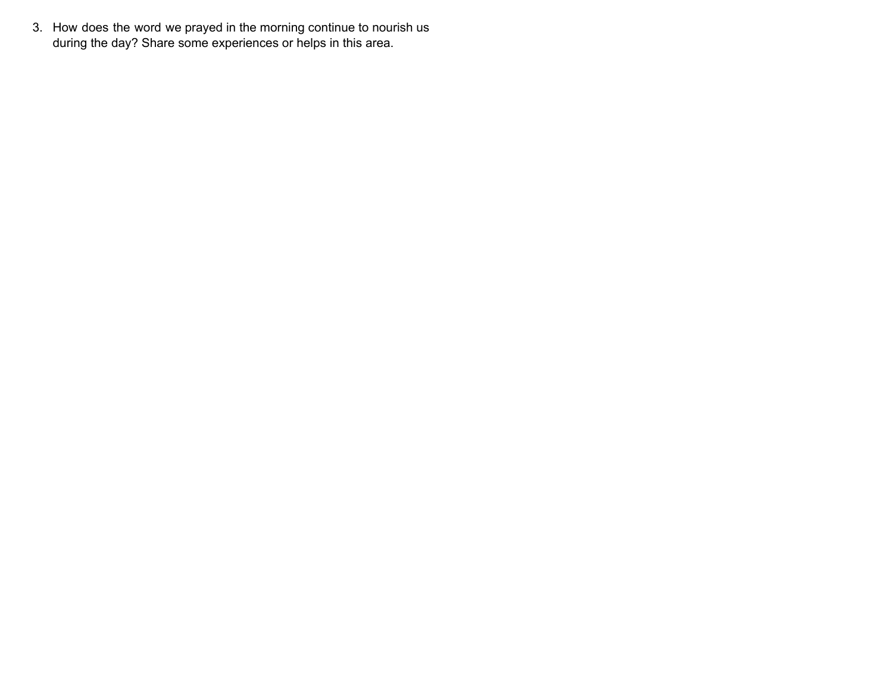3. How does the word we prayed in the morning continue to nourish us during the day? Share some experiences or helps in this area.